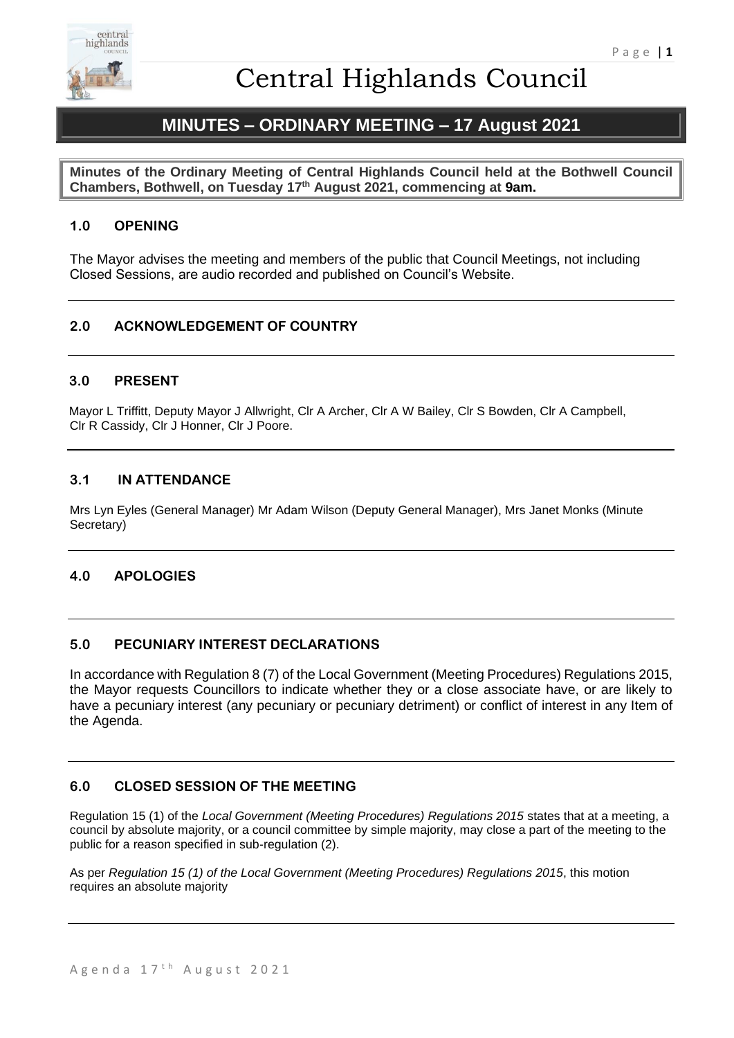# Central Highlands Council

## MINUTES – ORDINARY MEETING – 17 August 2021

**Minutes of the Ordinary Meeting of Central Highlands Council held at the Bothwell Council Chambers, Bothwell, on Tuesday 17th August 2021, commencing at 9am.**

### 1.0 OPENING

The Mayor advises the meeting and members of the public that Council Meetings, not including Closed Sessions, are audio recorded and published on Council's Website.

### 2.0 ACKNOWLEDGEMENT OF COUNTRY

### 3.0 PRESENT

Mayor L Triffitt, Deputy Mayor J Allwright, Clr A Archer, Clr A W Bailey, Clr S Bowden, Clr A Campbell, Clr R Cassidy, Clr J Honner, Clr J Poore.

### 3.1 IN ATTENDANCE

Mrs Lyn Eyles (General Manager) Mr Adam Wilson (Deputy General Manager), Mrs Janet Monks (Minute Secretary)

### 4.0 APOLOGIES

### 5.0 PECUNIARY INTEREST DECLARATIONS

In accordance with Regulation 8 (7) of the Local Government (Meeting Procedures) Regulations 2015, the Mayor requests Councillors to indicate whether they or a close associate have, or are likely to have a pecuniary interest (any pecuniary or pecuniary detriment) or conflict of interest in any Item of the Agenda.

### 6.0 CLOSED SESSION OF THE MEETING

Regulation 15 (1) of the *Local Government (Meeting Procedures) Regulations 2015* states that at a meeting, a council by absolute majority, or a council committee by simple majority, may close a part of the meeting to the public for a reason specified in sub-regulation (2).

As per *Regulation 15 (1) of the Local Government (Meeting Procedures) Regulations 2015*, this motion requires an absolute majority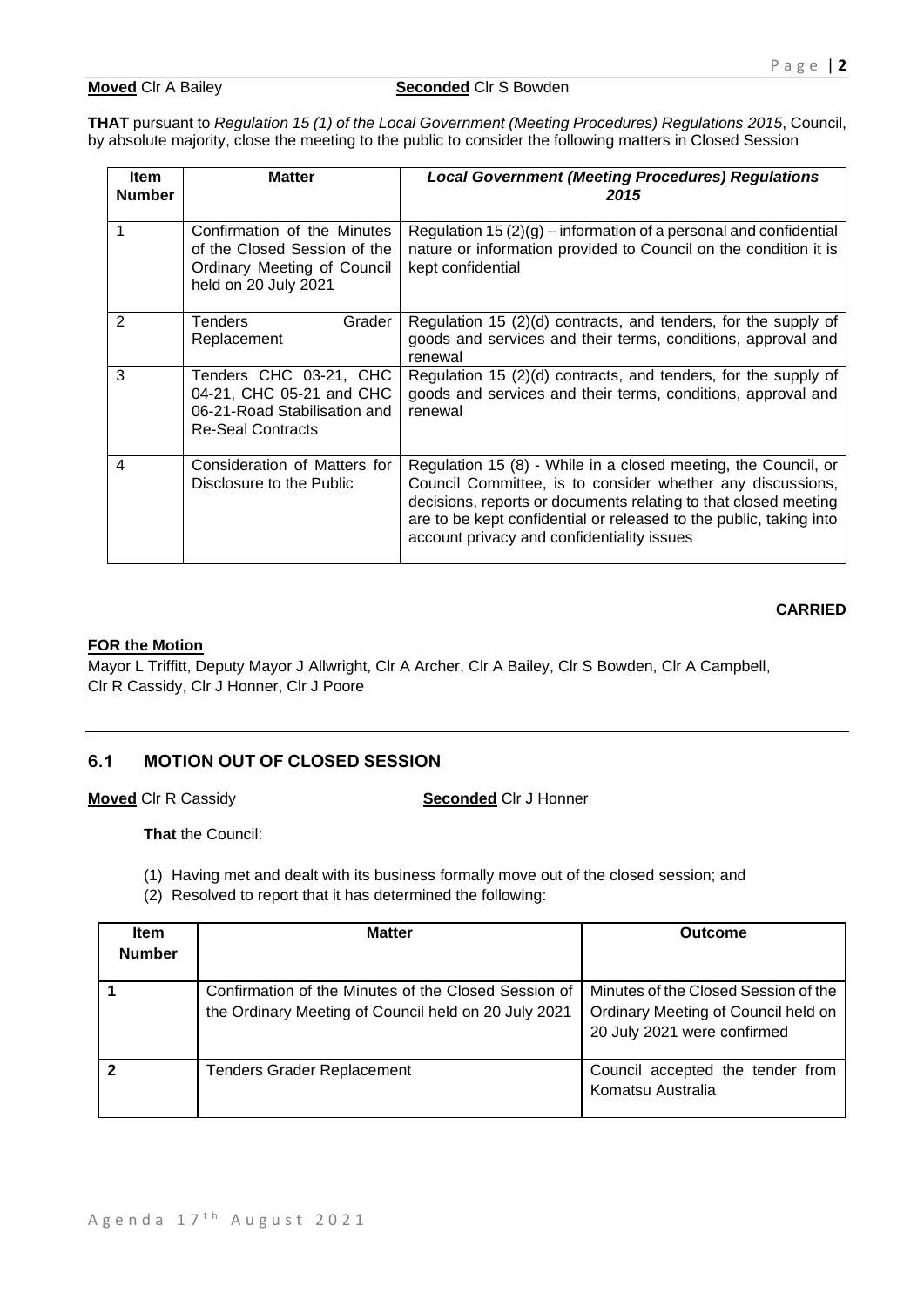**Moved** Clr A Bailey **Seconded** Clr S Bowden

**THAT** pursuant to *Regulation 15 (1) of the Local Government (Meeting Procedures) Regulations 2015*, Council, by absolute majority, close the meeting to the public to consider the following matters in Closed Session

| Item Number | Matter | *Local Government (Meeting Procedures) Regulations 2015* |
|---|---|---|
| 1 | Confirmation of the Minutes of the Closed Session of the Ordinary Meeting of Council held on 20 July 2021 | Regulation 15 (2)(g) – information of a personal and confidential nature or information provided to Council on the condition it is kept confidential |
| 2 | Tenders Grader Replacement | Regulation 15 (2)(d) contracts, and tenders, for the supply of goods and services and their terms, conditions, approval and renewal |
| 3 | Tenders CHC 03-21, CHC 04-21, CHC 05-21 and CHC 06-21-Road Stabilisation and Re-Seal Contracts | Regulation 15 (2)(d) contracts, and tenders, for the supply of goods and services and their terms, conditions, approval and renewal |
| 4 | Consideration of Matters for Disclosure to the Public | Regulation 15 (8) - While in a closed meeting, the Council, or Council Committee, is to consider whether any discussions, decisions, reports or documents relating to that closed meeting are to be kept confidential or released to the public, taking into account privacy and confidentiality issues |

**CARRIED**

**FOR the Motion**

Mayor L Triffitt, Deputy Mayor J Allwright, Clr A Archer, Clr A Bailey, Clr S Bowden, Clr A Campbell, Clr R Cassidy, Clr J Honner, Clr J Poore

## 6.1 MOTION OUT OF CLOSED SESSION

**Moved** Clr R Cassidy **Seconded** Clr J Honner

**That** the Council:

(1) Having met and dealt with its business formally move out of the closed session; and
(2) Resolved to report that it has determined the following:

| Item Number | Matter | Outcome |
|---|---|---|
| **1** | Confirmation of the Minutes of the Closed Session of the Ordinary Meeting of Council held on 20 July 2021 | Minutes of the Closed Session of the Ordinary Meeting of Council held on 20 July 2021 were confirmed |
| **2** | Tenders Grader Replacement | Council accepted the tender from Komatsu Australia |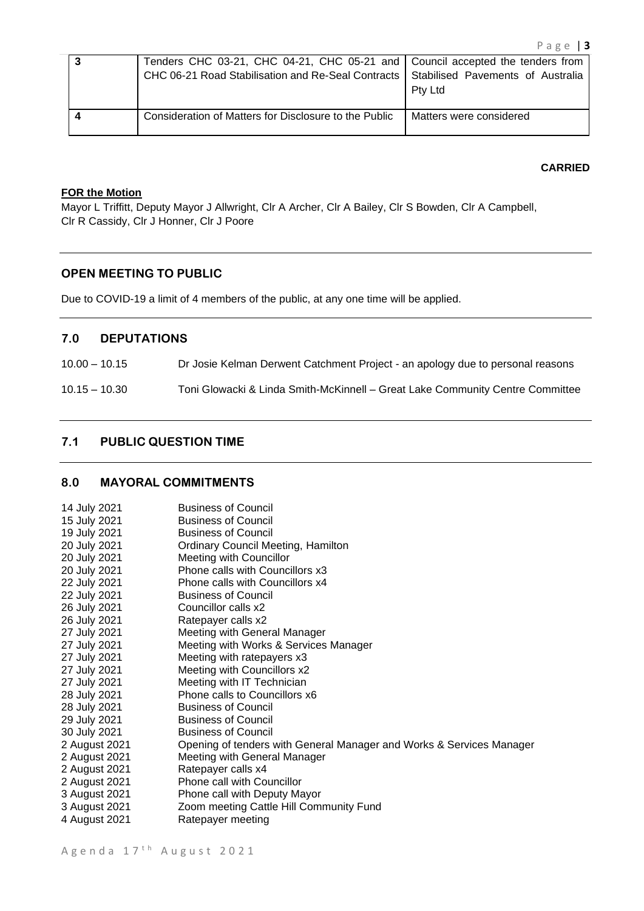| 3 | Tenders CHC 03-21, CHC 04-21, CHC 05-21 and CHC 06-21 Road Stabilisation and Re-Seal Contracts | Council accepted the tenders from Stabilised Pavements of Australia Pty Ltd |
|---|---|---|
| 4 | Consideration of Matters for Disclosure to the Public | Matters were considered |

**CARRIED**

**FOR the Motion**

Mayor L Triffitt, Deputy Mayor J Allwright, Clr A Archer, Clr A Bailey, Clr S Bowden, Clr A Campbell, Clr R Cassidy, Clr J Honner, Clr J Poore

## OPEN MEETING TO PUBLIC

Due to COVID-19 a limit of 4 members of the public, at any one time will be applied.

## 7.0 DEPUTATIONS

10.00 – 10.15 Dr Josie Kelman Derwent Catchment Project - an apology due to personal reasons

10.15 – 10.30 Toni Glowacki & Linda Smith-McKinnell – Great Lake Community Centre Committee

## 7.1 PUBLIC QUESTION TIME

## 8.0 MAYORAL COMMITMENTS

| | |
|---|---|
| 14 July 2021 | Business of Council |
| 15 July 2021 | Business of Council |
| 19 July 2021 | Business of Council |
| 20 July 2021 | Ordinary Council Meeting, Hamilton |
| 20 July 2021 | Meeting with Councillor |
| 20 July 2021 | Phone calls with Councillors x3 |
| 22 July 2021 | Phone calls with Councillors x4 |
| 22 July 2021 | Business of Council |
| 26 July 2021 | Councillor calls x2 |
| 26 July 2021 | Ratepayer calls x2 |
| 27 July 2021 | Meeting with General Manager |
| 27 July 2021 | Meeting with Works & Services Manager |
| 27 July 2021 | Meeting with ratepayers x3 |
| 27 July 2021 | Meeting with Councillors x2 |
| 27 July 2021 | Meeting with IT Technician |
| 28 July 2021 | Phone calls to Councillors x6 |
| 28 July 2021 | Business of Council |
| 29 July 2021 | Business of Council |
| 30 July 2021 | Business of Council |
| 2 August 2021 | Opening of tenders with General Manager and Works & Services Manager |
| 2 August 2021 | Meeting with General Manager |
| 2 August 2021 | Ratepayer calls x4 |
| 2 August 2021 | Phone call with Councillor |
| 3 August 2021 | Phone call with Deputy Mayor |
| 3 August 2021 | Zoom meeting Cattle Hill Community Fund |
| 4 August 2021 | Ratepayer meeting |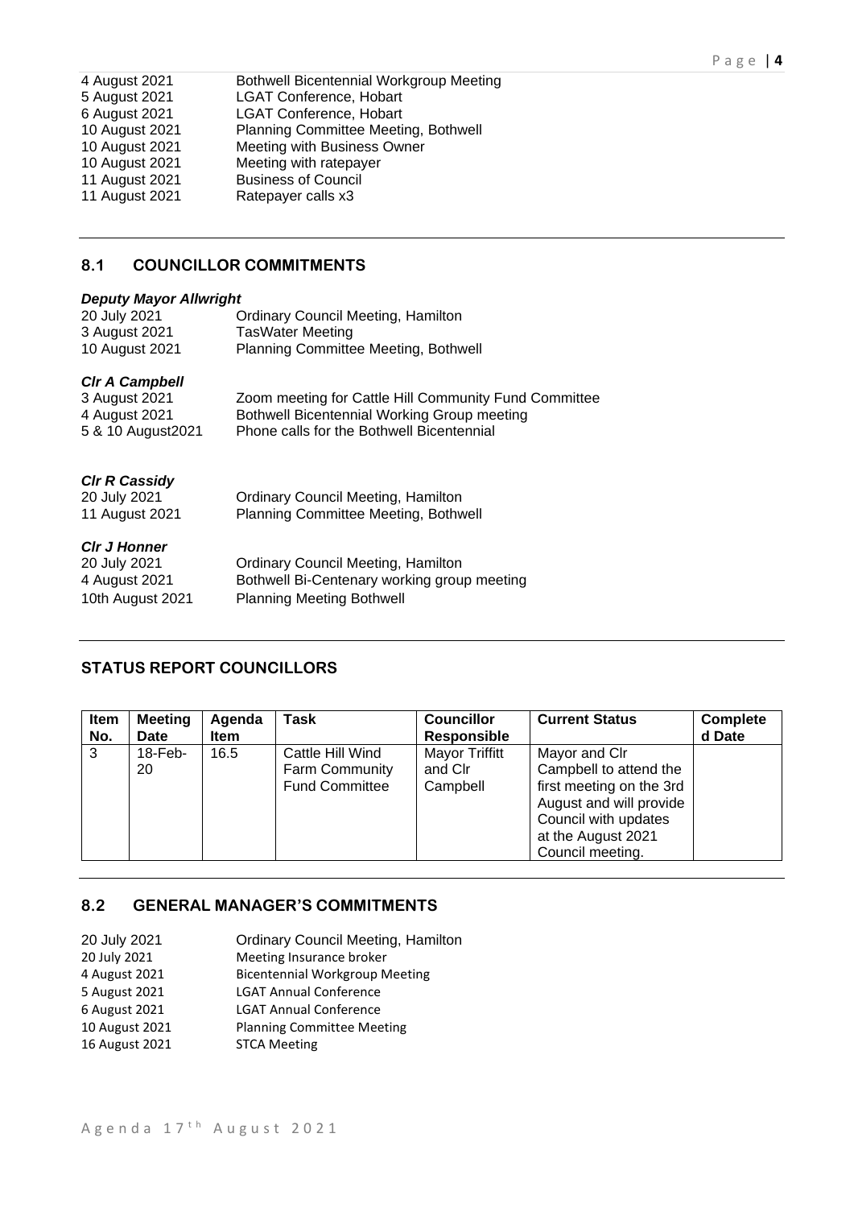4 August 2021 Bothwell Bicentennial Workgroup Meeting
5 August 2021 LGAT Conference, Hobart
6 August 2021 LGAT Conference, Hobart
10 August 2021 Planning Committee Meeting, Bothwell
10 August 2021 Meeting with Business Owner
10 August 2021 Meeting with ratepayer
11 August 2021 Business of Council
11 August 2021 Ratepayer calls x3

## 8.1 COUNCILLOR COMMITMENTS

***Deputy Mayor Allwright***

20 July 2021 Ordinary Council Meeting, Hamilton
3 August 2021 TasWater Meeting
10 August 2021 Planning Committee Meeting, Bothwell

***Clr A Campbell***

3 August 2021 Zoom meeting for Cattle Hill Community Fund Committee
4 August 2021 Bothwell Bicentennial Working Group meeting
5 & 10 August2021 Phone calls for the Bothwell Bicentennial

***Clr R Cassidy***

20 July 2021 Ordinary Council Meeting, Hamilton
11 August 2021 Planning Committee Meeting, Bothwell

***Clr J Honner***

20 July 2021 Ordinary Council Meeting, Hamilton
4 August 2021 Bothwell Bi-Centenary working group meeting
10th August 2021 Planning Meeting Bothwell

## STATUS REPORT COUNCILLORS

| Item No. | Meeting Date | Agenda Item | Task | Councillor Responsible | Current Status | Completed Date |
|---|---|---|---|---|---|---|
| 3 | 18-Feb-20 | 16.5 | Cattle Hill Wind Farm Community Fund Committee | Mayor Triffitt and Clr Campbell | Mayor and Clr Campbell to attend the first meeting on the 3rd August and will provide Council with updates at the August 2021 Council meeting. | |

## 8.2 GENERAL MANAGER'S COMMITMENTS

20 July 2021 Ordinary Council Meeting, Hamilton
20 July 2021 Meeting Insurance broker
4 August 2021 Bicentennial Workgroup Meeting
5 August 2021 LGAT Annual Conference
6 August 2021 LGAT Annual Conference
10 August 2021 Planning Committee Meeting
16 August 2021 STCA Meeting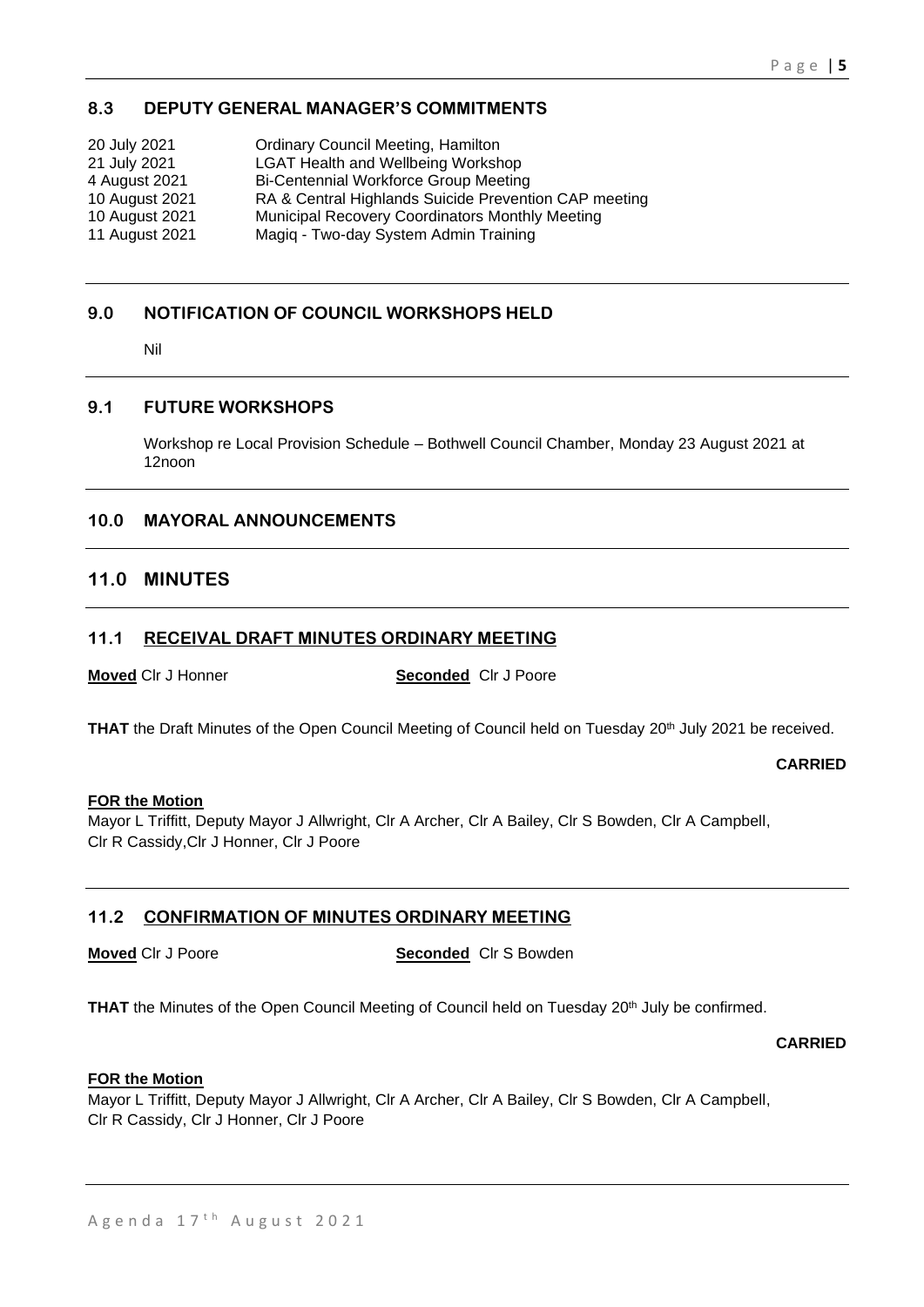## 8.3 DEPUTY GENERAL MANAGER'S COMMITMENTS

| | |
|---|---|
| 20 July 2021 | Ordinary Council Meeting, Hamilton |
| 21 July 2021 | LGAT Health and Wellbeing Workshop |
| 4 August 2021 | Bi-Centennial Workforce Group Meeting |
| 10 August 2021 | RA & Central Highlands Suicide Prevention CAP meeting |
| 10 August 2021 | Municipal Recovery Coordinators Monthly Meeting |
| 11 August 2021 | Magiq - Two-day System Admin Training |

## 9.0 NOTIFICATION OF COUNCIL WORKSHOPS HELD

Nil

## 9.1 FUTURE WORKSHOPS

Workshop re Local Provision Schedule – Bothwell Council Chamber, Monday 23 August 2021 at 12noon

## 10.0 MAYORAL ANNOUNCEMENTS

## 11.0 MINUTES

## 11.1 RECEIVAL DRAFT MINUTES ORDINARY MEETING

**Moved** Clr J Honner **Seconded** Clr J Poore

**THAT** the Draft Minutes of the Open Council Meeting of Council held on Tuesday 20th July 2021 be received.

**CARRIED**

**FOR the Motion**

Mayor L Triffitt, Deputy Mayor J Allwright, Clr A Archer, Clr A Bailey, Clr S Bowden, Clr A Campbell, Clr R Cassidy,Clr J Honner, Clr J Poore

## 11.2 CONFIRMATION OF MINUTES ORDINARY MEETING

**Moved** Clr J Poore **Seconded** Clr S Bowden

**THAT** the Minutes of the Open Council Meeting of Council held on Tuesday 20th July be confirmed.

**CARRIED**

**FOR the Motion**

Mayor L Triffitt, Deputy Mayor J Allwright, Clr A Archer, Clr A Bailey, Clr S Bowden, Clr A Campbell, Clr R Cassidy, Clr J Honner, Clr J Poore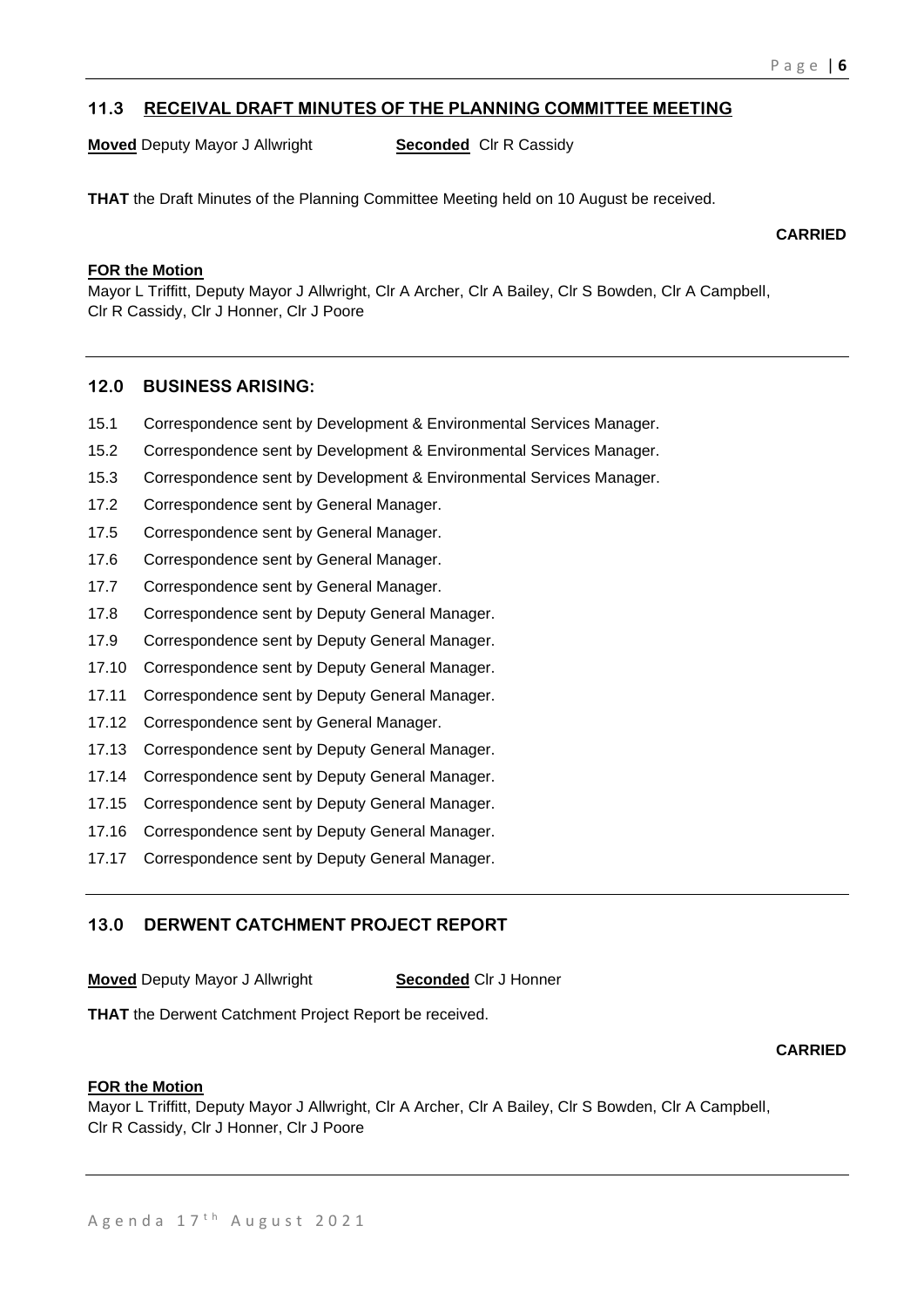## 11.3 RECEIVAL DRAFT MINUTES OF THE PLANNING COMMITTEE MEETING

**Moved** Deputy Mayor J Allwright **Seconded** Clr R Cassidy

**THAT** the Draft Minutes of the Planning Committee Meeting held on 10 August be received.

**CARRIED**

**FOR the Motion**
Mayor L Triffitt, Deputy Mayor J Allwright, Clr A Archer, Clr A Bailey, Clr S Bowden, Clr A Campbell, Clr R Cassidy, Clr J Honner, Clr J Poore

---

## 12.0 BUSINESS ARISING:

15.1 Correspondence sent by Development & Environmental Services Manager.

15.2 Correspondence sent by Development & Environmental Services Manager.

15.3 Correspondence sent by Development & Environmental Services Manager.

17.2 Correspondence sent by General Manager.

17.5 Correspondence sent by General Manager.

17.6 Correspondence sent by General Manager.

17.7 Correspondence sent by General Manager.

17.8 Correspondence sent by Deputy General Manager.

17.9 Correspondence sent by Deputy General Manager.

17.10 Correspondence sent by Deputy General Manager.

17.11 Correspondence sent by Deputy General Manager.

17.12 Correspondence sent by General Manager.

17.13 Correspondence sent by Deputy General Manager.

17.14 Correspondence sent by Deputy General Manager.

17.15 Correspondence sent by Deputy General Manager.

17.16 Correspondence sent by Deputy General Manager.

17.17 Correspondence sent by Deputy General Manager.

---

## 13.0 DERWENT CATCHMENT PROJECT REPORT

**Moved** Deputy Mayor J Allwright **Seconded** Clr J Honner

**THAT** the Derwent Catchment Project Report be received.

**CARRIED**

**FOR the Motion**
Mayor L Triffitt, Deputy Mayor J Allwright, Clr A Archer, Clr A Bailey, Clr S Bowden, Clr A Campbell, Clr R Cassidy, Clr J Honner, Clr J Poore

---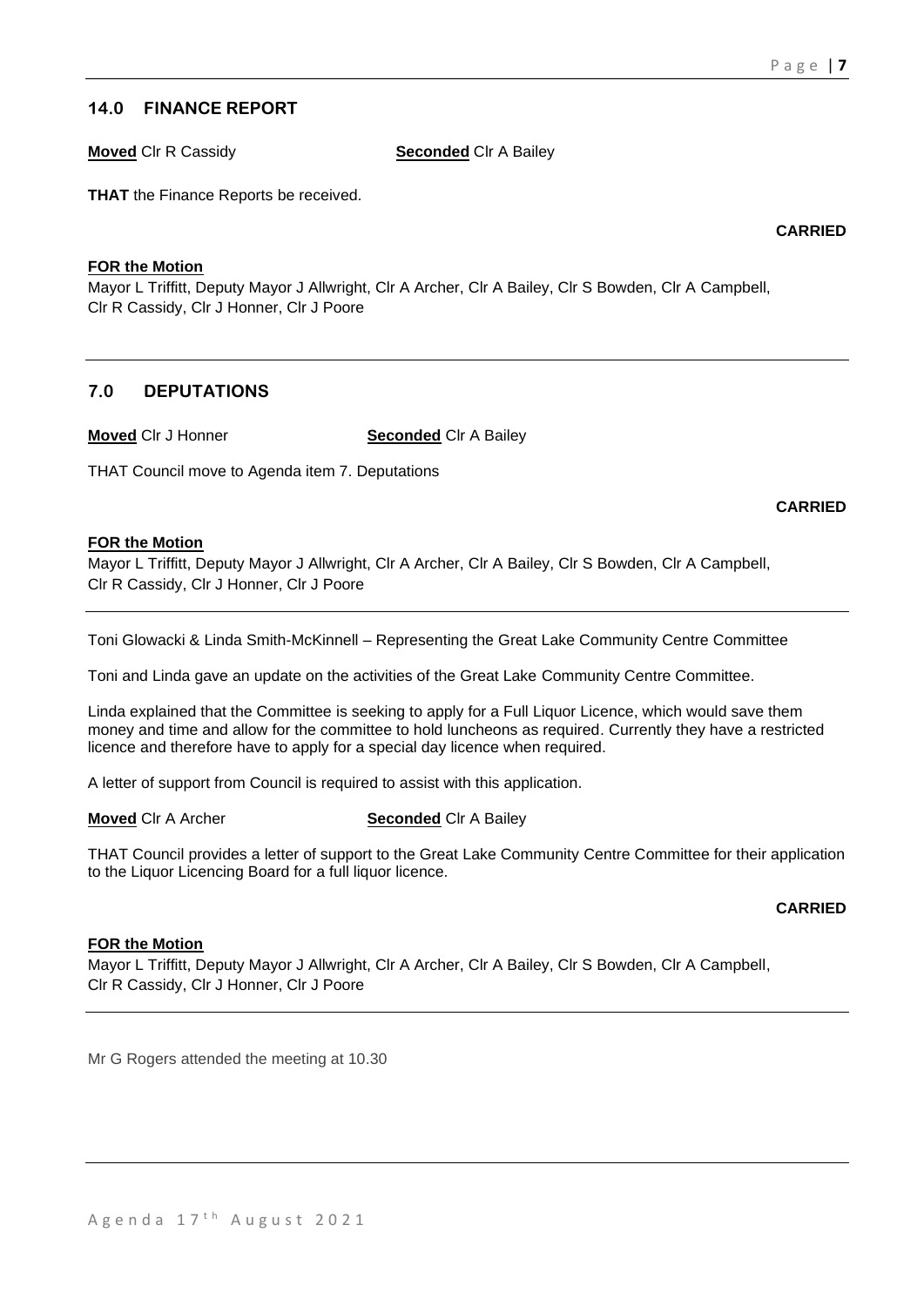## 14.0 FINANCE REPORT

**Moved** Clr R Cassidy **Seconded** Clr A Bailey

**THAT** the Finance Reports be received.

**CARRIED**

**FOR the Motion**

Mayor L Triffitt, Deputy Mayor J Allwright, Clr A Archer, Clr A Bailey, Clr S Bowden, Clr A Campbell, Clr R Cassidy, Clr J Honner, Clr J Poore

## 7.0 DEPUTATIONS

**Moved** Clr J Honner **Seconded** Clr A Bailey

THAT Council move to Agenda item 7. Deputations

**CARRIED**

**FOR the Motion**

Mayor L Triffitt, Deputy Mayor J Allwright, Clr A Archer, Clr A Bailey, Clr S Bowden, Clr A Campbell, Clr R Cassidy, Clr J Honner, Clr J Poore

Toni Glowacki & Linda Smith-McKinnell – Representing the Great Lake Community Centre Committee

Toni and Linda gave an update on the activities of the Great Lake Community Centre Committee.

Linda explained that the Committee is seeking to apply for a Full Liquor Licence, which would save them money and time and allow for the committee to hold luncheons as required. Currently they have a restricted licence and therefore have to apply for a special day licence when required.

A letter of support from Council is required to assist with this application.

**Moved** Clr A Archer **Seconded** Clr A Bailey

THAT Council provides a letter of support to the Great Lake Community Centre Committee for their application to the Liquor Licencing Board for a full liquor licence.

**CARRIED**

**FOR the Motion**

Mayor L Triffitt, Deputy Mayor J Allwright, Clr A Archer, Clr A Bailey, Clr S Bowden, Clr A Campbell, Clr R Cassidy, Clr J Honner, Clr J Poore

Mr G Rogers attended the meeting at 10.30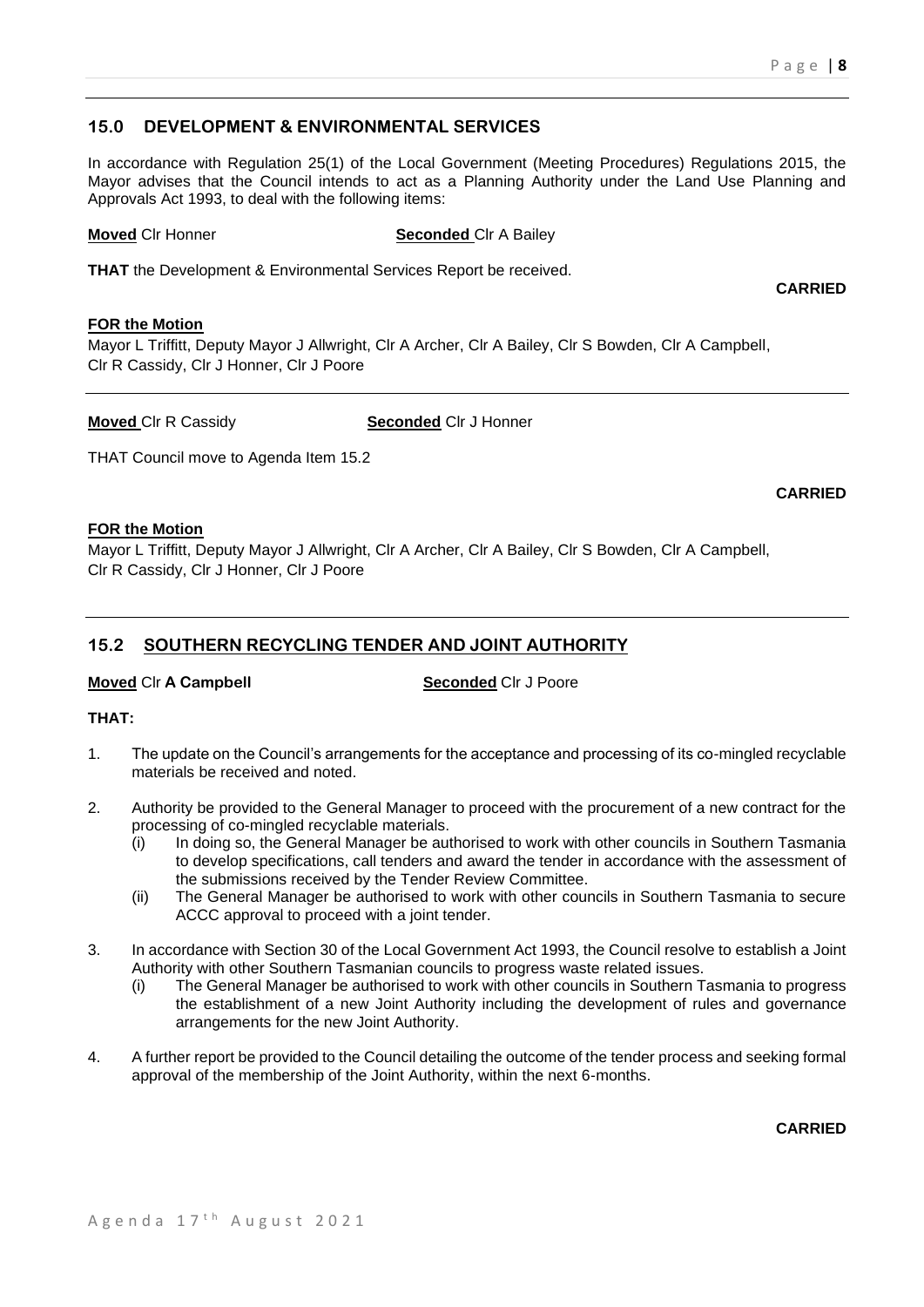## 15.0 DEVELOPMENT & ENVIRONMENTAL SERVICES

In accordance with Regulation 25(1) of the Local Government (Meeting Procedures) Regulations 2015, the Mayor advises that the Council intends to act as a Planning Authority under the Land Use Planning and Approvals Act 1993, to deal with the following items:

**Moved** Clr Honner **Seconded** Clr A Bailey

**THAT** the Development & Environmental Services Report be received.

**CARRIED**

**FOR the Motion**

Mayor L Triffitt, Deputy Mayor J Allwright, Clr A Archer, Clr A Bailey, Clr S Bowden, Clr A Campbell, Clr R Cassidy, Clr J Honner, Clr J Poore

---

**Moved** Clr R Cassidy **Seconded** Clr J Honner

THAT Council move to Agenda Item 15.2

**CARRIED**

**FOR the Motion**

Mayor L Triffitt, Deputy Mayor J Allwright, Clr A Archer, Clr A Bailey, Clr S Bowden, Clr A Campbell, Clr R Cassidy, Clr J Honner, Clr J Poore

---

## 15.2 SOUTHERN RECYCLING TENDER AND JOINT AUTHORITY

**Moved** Clr **A Campbell** **Seconded** Clr J Poore

**THAT:**

1. The update on the Council's arrangements for the acceptance and processing of its co-mingled recyclable materials be received and noted.
2. Authority be provided to the General Manager to proceed with the procurement of a new contract for the processing of co-mingled recyclable materials.
   (i) In doing so, the General Manager be authorised to work with other councils in Southern Tasmania to develop specifications, call tenders and award the tender in accordance with the assessment of the submissions received by the Tender Review Committee.
   (ii) The General Manager be authorised to work with other councils in Southern Tasmania to secure ACCC approval to proceed with a joint tender.
3. In accordance with Section 30 of the Local Government Act 1993, the Council resolve to establish a Joint Authority with other Southern Tasmanian councils to progress waste related issues.
   (i) The General Manager be authorised to work with other councils in Southern Tasmania to progress the establishment of a new Joint Authority including the development of rules and governance arrangements for the new Joint Authority.
4. A further report be provided to the Council detailing the outcome of the tender process and seeking formal approval of the membership of the Joint Authority, within the next 6-months.

**CARRIED**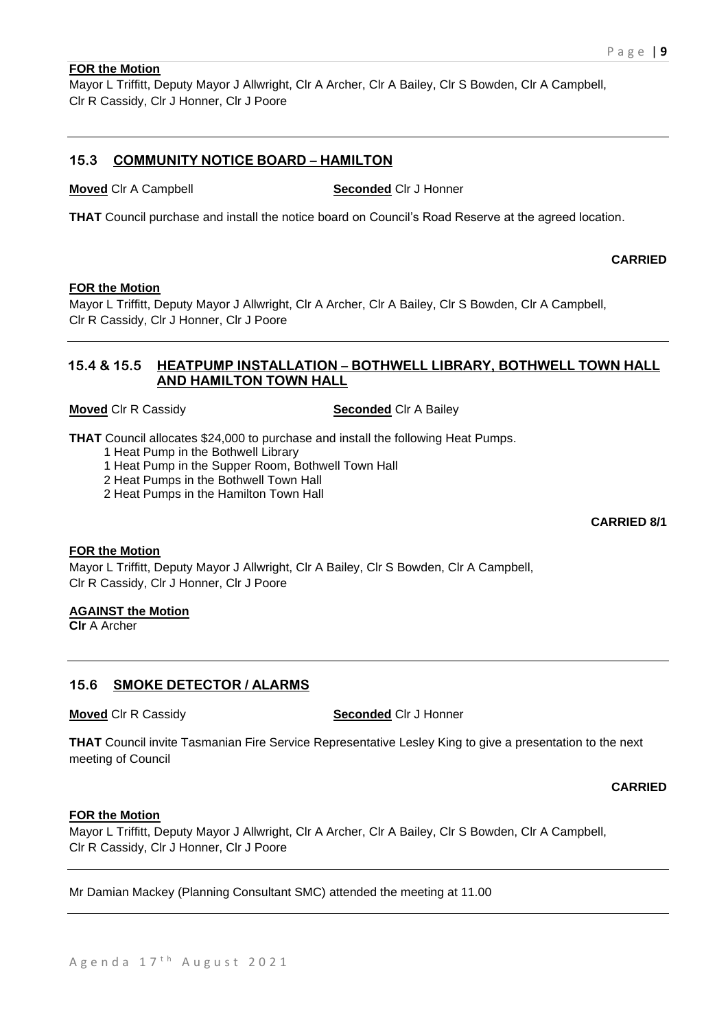**FOR the Motion**

Mayor L Triffitt, Deputy Mayor J Allwright, Clr A Archer, Clr A Bailey, Clr S Bowden, Clr A Campbell, Clr R Cassidy, Clr J Honner, Clr J Poore

---

## 15.3 COMMUNITY NOTICE BOARD – HAMILTON

**Moved** Clr A Campbell **Seconded** Clr J Honner

**THAT** Council purchase and install the notice board on Council's Road Reserve at the agreed location.

**CARRIED**

**FOR the Motion**

Mayor L Triffitt, Deputy Mayor J Allwright, Clr A Archer, Clr A Bailey, Clr S Bowden, Clr A Campbell, Clr R Cassidy, Clr J Honner, Clr J Poore

---

## 15.4 & 15.5 HEATPUMP INSTALLATION – BOTHWELL LIBRARY, BOTHWELL TOWN HALL AND HAMILTON TOWN HALL

**Moved** Clr R Cassidy **Seconded** Clr A Bailey

**THAT** Council allocates $24,000 to purchase and install the following Heat Pumps.

- 1 Heat Pump in the Bothwell Library
- 1 Heat Pump in the Supper Room, Bothwell Town Hall
- 2 Heat Pumps in the Bothwell Town Hall
- 2 Heat Pumps in the Hamilton Town Hall

**CARRIED 8/1**

**FOR the Motion**

Mayor L Triffitt, Deputy Mayor J Allwright, Clr A Bailey, Clr S Bowden, Clr A Campbell, Clr R Cassidy, Clr J Honner, Clr J Poore

**AGAINST the Motion**

**Clr** A Archer

---

## 15.6 SMOKE DETECTOR / ALARMS

**Moved** Clr R Cassidy **Seconded** Clr J Honner

**THAT** Council invite Tasmanian Fire Service Representative Lesley King to give a presentation to the next meeting of Council

**CARRIED**

**FOR the Motion**

Mayor L Triffitt, Deputy Mayor J Allwright, Clr A Archer, Clr A Bailey, Clr S Bowden, Clr A Campbell, Clr R Cassidy, Clr J Honner, Clr J Poore

---

Mr Damian Mackey (Planning Consultant SMC) attended the meeting at 11.00

---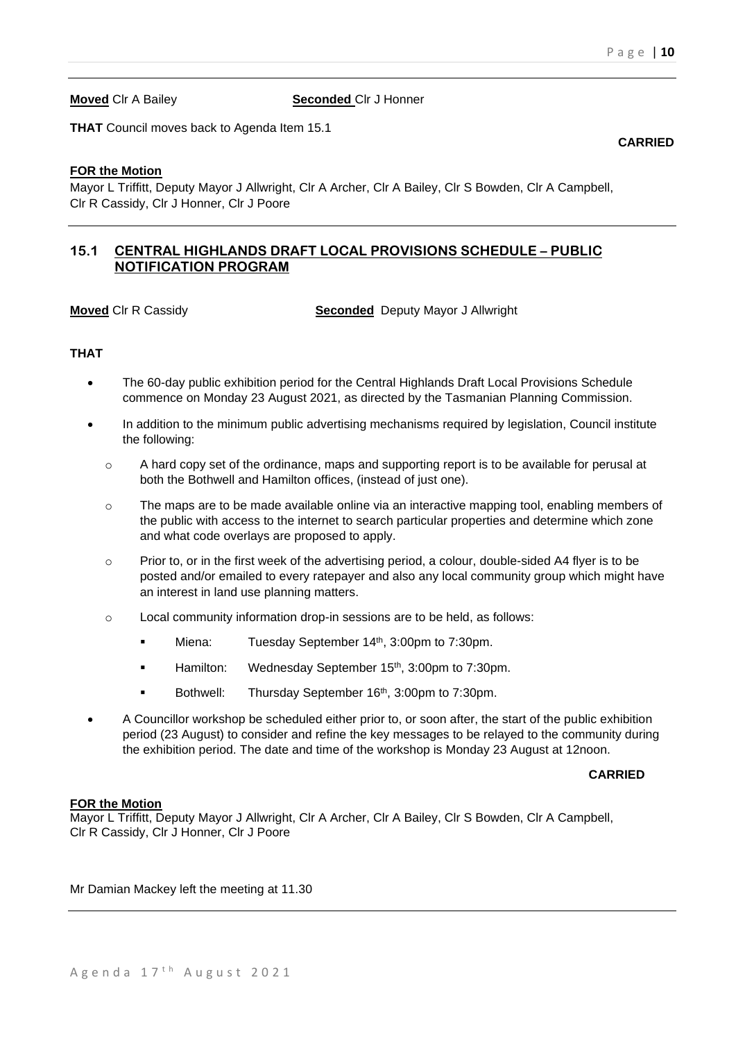**Moved** Clr A Bailey **Seconded** Clr J Honner

**THAT** Council moves back to Agenda Item 15.1

**CARRIED**

**FOR the Motion**

Mayor L Triffitt, Deputy Mayor J Allwright, Clr A Archer, Clr A Bailey, Clr S Bowden, Clr A Campbell, Clr R Cassidy, Clr J Honner, Clr J Poore

## 15.1 CENTRAL HIGHLANDS DRAFT LOCAL PROVISIONS SCHEDULE – PUBLIC NOTIFICATION PROGRAM

**Moved** Clr R Cassidy **Seconded** Deputy Mayor J Allwright

**THAT**

- The 60-day public exhibition period for the Central Highlands Draft Local Provisions Schedule commence on Monday 23 August 2021, as directed by the Tasmanian Planning Commission.
- In addition to the minimum public advertising mechanisms required by legislation, Council institute the following:
  - A hard copy set of the ordinance, maps and supporting report is to be available for perusal at both the Bothwell and Hamilton offices, (instead of just one).
  - The maps are to be made available online via an interactive mapping tool, enabling members of the public with access to the internet to search particular properties and determine which zone and what code overlays are proposed to apply.
  - Prior to, or in the first week of the advertising period, a colour, double-sided A4 flyer is to be posted and/or emailed to every ratepayer and also any local community group which might have an interest in land use planning matters.
  - Local community information drop-in sessions are to be held, as follows:
    - Miena: Tuesday September 14th, 3:00pm to 7:30pm.
    - Hamilton: Wednesday September 15th, 3:00pm to 7:30pm.
    - Bothwell: Thursday September 16th, 3:00pm to 7:30pm.
- A Councillor workshop be scheduled either prior to, or soon after, the start of the public exhibition period (23 August) to consider and refine the key messages to be relayed to the community during the exhibition period. The date and time of the workshop is Monday 23 August at 12noon.

**CARRIED**

**FOR the Motion**

Mayor L Triffitt, Deputy Mayor J Allwright, Clr A Archer, Clr A Bailey, Clr S Bowden, Clr A Campbell, Clr R Cassidy, Clr J Honner, Clr J Poore

Mr Damian Mackey left the meeting at 11.30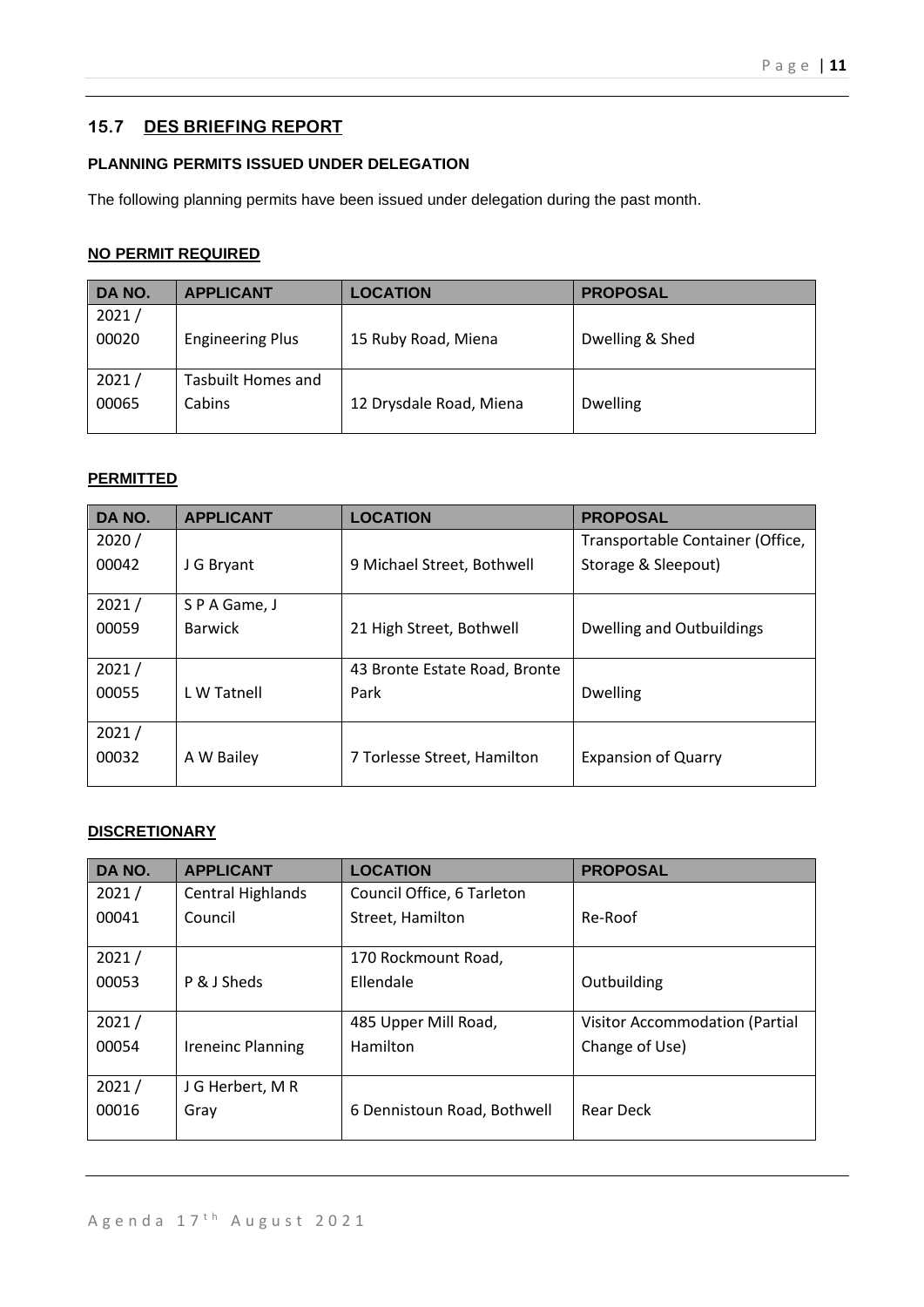## 15.7 DES BRIEFING REPORT

### PLANNING PERMITS ISSUED UNDER DELEGATION

The following planning permits have been issued under delegation during the past month.

**NO PERMIT REQUIRED**

| DA NO. | APPLICANT | LOCATION | PROPOSAL |
|---|---|---|---|
| 2021 / 00020 | Engineering Plus | 15 Ruby Road, Miena | Dwelling & Shed |
| 2021 / 00065 | Tasbuilt Homes and Cabins | 12 Drysdale Road, Miena | Dwelling |

**PERMITTED**

| DA NO. | APPLICANT | LOCATION | PROPOSAL |
|---|---|---|---|
| 2020 / 00042 | J G Bryant | 9 Michael Street, Bothwell | Transportable Container (Office, Storage & Sleepout) |
| 2021 / 00059 | S P A Game, J Barwick | 21 High Street, Bothwell | Dwelling and Outbuildings |
| 2021 / 00055 | L W Tatnell | 43 Bronte Estate Road, Bronte Park | Dwelling |
| 2021 / 00032 | A W Bailey | 7 Torlesse Street, Hamilton | Expansion of Quarry |

**DISCRETIONARY**

| DA NO. | APPLICANT | LOCATION | PROPOSAL |
|---|---|---|---|
| 2021 / 00041 | Central Highlands Council | Council Office, 6 Tarleton Street, Hamilton | Re-Roof |
| 2021 / 00053 | P & J Sheds | 170 Rockmount Road, Ellendale | Outbuilding |
| 2021 / 00054 | Ireneinc Planning | 485 Upper Mill Road, Hamilton | Visitor Accommodation (Partial Change of Use) |
| 2021 / 00016 | J G Herbert, M R Gray | 6 Dennistoun Road, Bothwell | Rear Deck |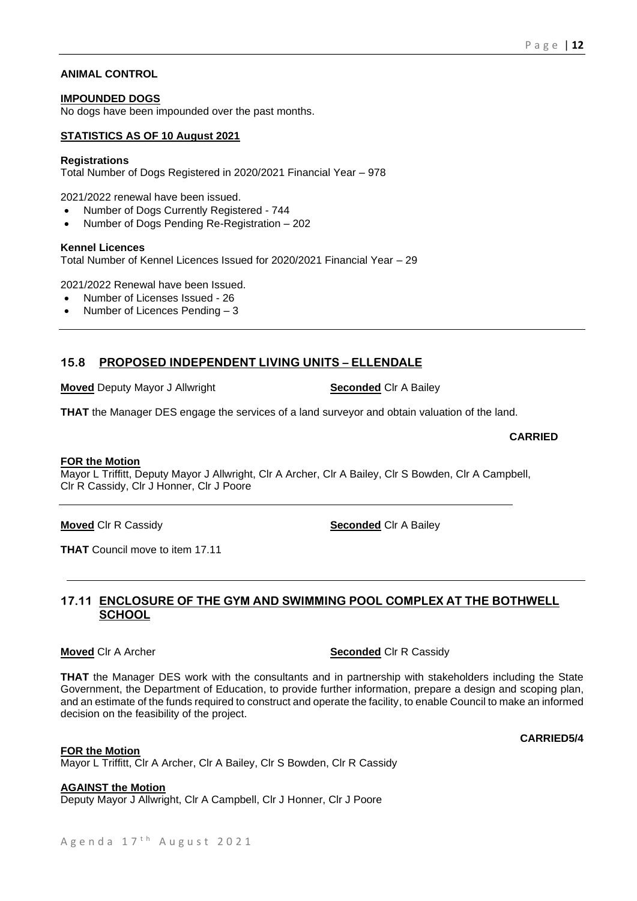**ANIMAL CONTROL**

**IMPOUNDED DOGS**
No dogs have been impounded over the past months.

**STATISTICS AS OF 10 August 2021**

**Registrations**
Total Number of Dogs Registered in 2020/2021 Financial Year – 978

2021/2022 renewal have been issued.

- Number of Dogs Currently Registered - 744
- Number of Dogs Pending Re-Registration – 202

**Kennel Licences**
Total Number of Kennel Licences Issued for 2020/2021 Financial Year – 29

2021/2022 Renewal have been Issued.

- Number of Licenses Issued - 26
- Number of Licences Pending – 3

---

## 15.8 PROPOSED INDEPENDENT LIVING UNITS – ELLENDALE

**Moved** Deputy Mayor J Allwright **Seconded** Clr A Bailey

**THAT** the Manager DES engage the services of a land surveyor and obtain valuation of the land.

**CARRIED**

**FOR the Motion**
Mayor L Triffitt, Deputy Mayor J Allwright, Clr A Archer, Clr A Bailey, Clr S Bowden, Clr A Campbell, Clr R Cassidy, Clr J Honner, Clr J Poore

---

**Moved** Clr R Cassidy **Seconded** Clr A Bailey

**THAT** Council move to item 17.11

---

## 17.11 ENCLOSURE OF THE GYM AND SWIMMING POOL COMPLEX AT THE BOTHWELL SCHOOL

**Moved** Clr A Archer **Seconded** Clr R Cassidy

**THAT** the Manager DES work with the consultants and in partnership with stakeholders including the State Government, the Department of Education, to provide further information, prepare a design and scoping plan, and an estimate of the funds required to construct and operate the facility, to enable Council to make an informed decision on the feasibility of the project.

**CARRIED5/4**

**FOR the Motion**
Mayor L Triffitt, Clr A Archer, Clr A Bailey, Clr S Bowden, Clr R Cassidy

**AGAINST the Motion**
Deputy Mayor J Allwright, Clr A Campbell, Clr J Honner, Clr J Poore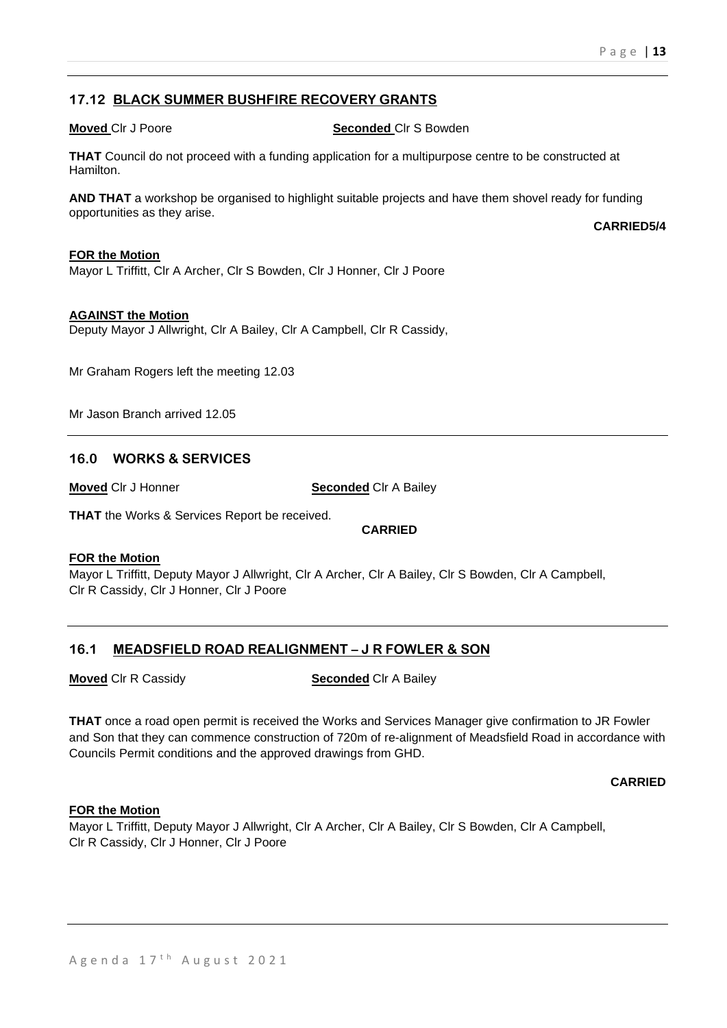## 17.12 BLACK SUMMER BUSHFIRE RECOVERY GRANTS

**Moved** Clr J Poore **Seconded** Clr S Bowden

**THAT** Council do not proceed with a funding application for a multipurpose centre to be constructed at Hamilton.

**AND THAT** a workshop be organised to highlight suitable projects and have them shovel ready for funding opportunities as they arise.

**CARRIED5/4**

**FOR the Motion**
Mayor L Triffitt, Clr A Archer, Clr S Bowden, Clr J Honner, Clr J Poore

**AGAINST the Motion**
Deputy Mayor J Allwright, Clr A Bailey, Clr A Campbell, Clr R Cassidy,

Mr Graham Rogers left the meeting 12.03

Mr Jason Branch arrived 12.05

## 16.0 WORKS & SERVICES

**Moved** Clr J Honner **Seconded** Clr A Bailey

**THAT** the Works & Services Report be received.

**CARRIED**

**FOR the Motion**
Mayor L Triffitt, Deputy Mayor J Allwright, Clr A Archer, Clr A Bailey, Clr S Bowden, Clr A Campbell, Clr R Cassidy, Clr J Honner, Clr J Poore

## 16.1 MEADSFIELD ROAD REALIGNMENT – J R FOWLER & SON

**Moved** Clr R Cassidy **Seconded** Clr A Bailey

**THAT** once a road open permit is received the Works and Services Manager give confirmation to JR Fowler and Son that they can commence construction of 720m of re-alignment of Meadsfield Road in accordance with Councils Permit conditions and the approved drawings from GHD.

**CARRIED**

**FOR the Motion**
Mayor L Triffitt, Deputy Mayor J Allwright, Clr A Archer, Clr A Bailey, Clr S Bowden, Clr A Campbell, Clr R Cassidy, Clr J Honner, Clr J Poore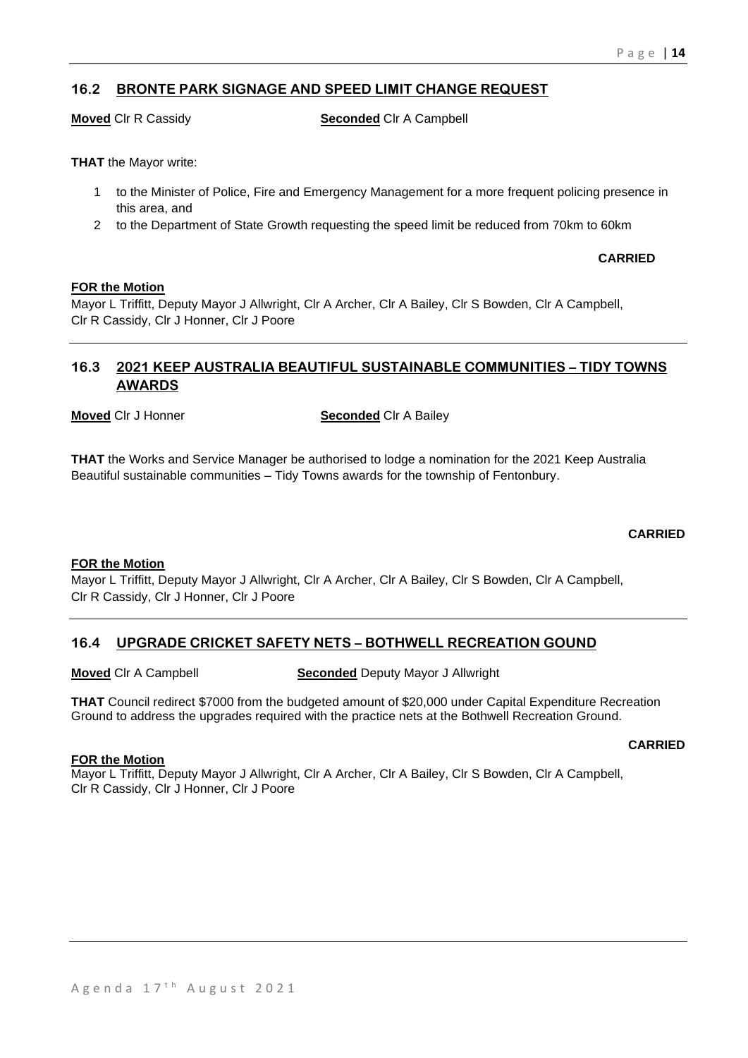## 16.2 BRONTE PARK SIGNAGE AND SPEED LIMIT CHANGE REQUEST

**Moved** Clr R Cassidy **Seconded** Clr A Campbell

**THAT** the Mayor write:

1. to the Minister of Police, Fire and Emergency Management for a more frequent policing presence in this area, and
2. to the Department of State Growth requesting the speed limit be reduced from 70km to 60km

**CARRIED**

**FOR the Motion**

Mayor L Triffitt, Deputy Mayor J Allwright, Clr A Archer, Clr A Bailey, Clr S Bowden, Clr A Campbell, Clr R Cassidy, Clr J Honner, Clr J Poore

## 16.3 2021 KEEP AUSTRALIA BEAUTIFUL SUSTAINABLE COMMUNITIES – TIDY TOWNS AWARDS

**Moved** Clr J Honner **Seconded** Clr A Bailey

**THAT** the Works and Service Manager be authorised to lodge a nomination for the 2021 Keep Australia Beautiful sustainable communities – Tidy Towns awards for the township of Fentonbury.

**CARRIED**

**FOR the Motion**

Mayor L Triffitt, Deputy Mayor J Allwright, Clr A Archer, Clr A Bailey, Clr S Bowden, Clr A Campbell, Clr R Cassidy, Clr J Honner, Clr J Poore

## 16.4 UPGRADE CRICKET SAFETY NETS – BOTHWELL RECREATION GOUND

**Moved** Clr A Campbell **Seconded** Deputy Mayor J Allwright

**THAT** Council redirect $7000 from the budgeted amount of $20,000 under Capital Expenditure Recreation Ground to address the upgrades required with the practice nets at the Bothwell Recreation Ground.

**CARRIED**

**FOR the Motion**

Mayor L Triffitt, Deputy Mayor J Allwright, Clr A Archer, Clr A Bailey, Clr S Bowden, Clr A Campbell, Clr R Cassidy, Clr J Honner, Clr J Poore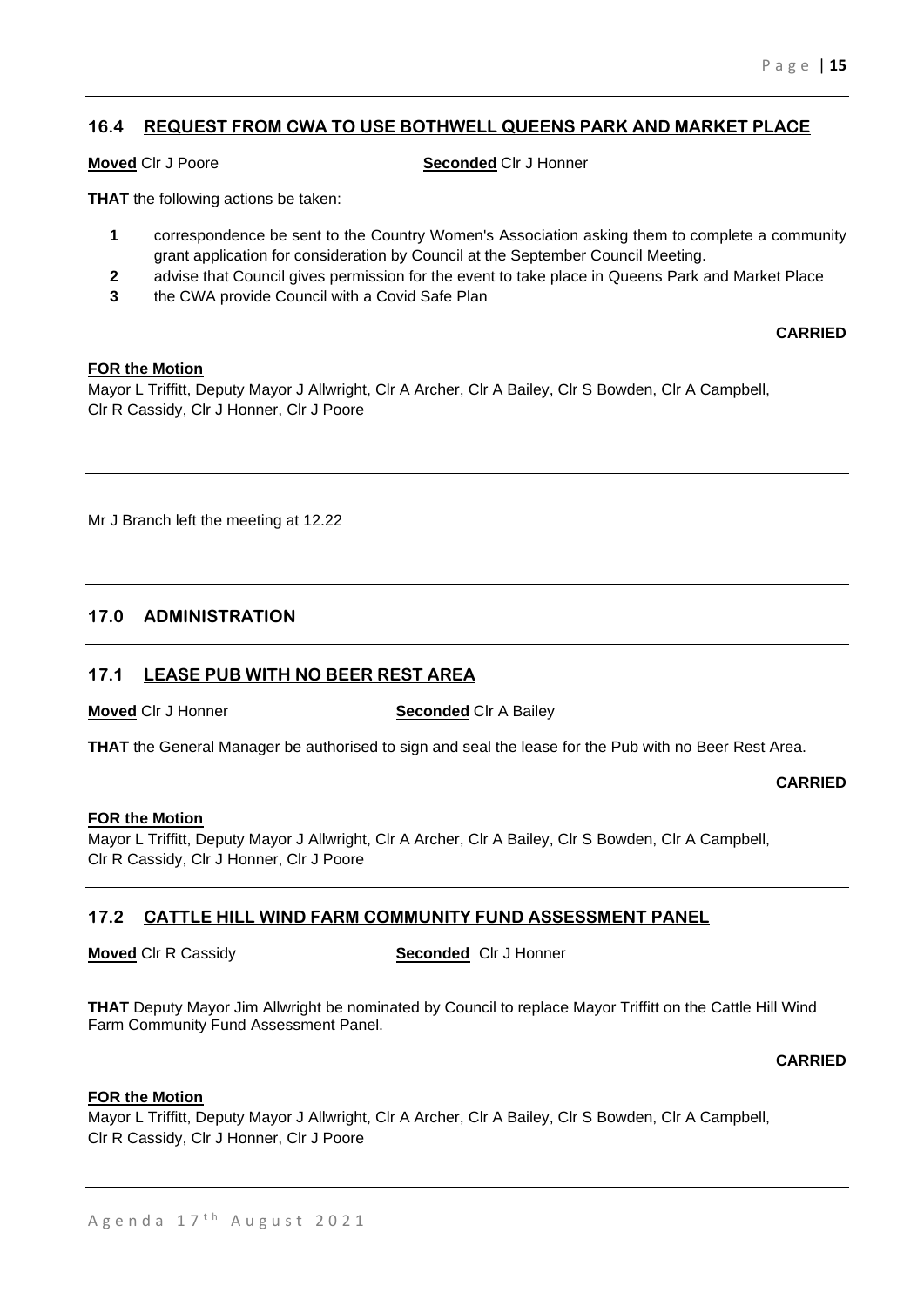## 16.4 REQUEST FROM CWA TO USE BOTHWELL QUEENS PARK AND MARKET PLACE

**Moved** Clr J Poore **Seconded** Clr J Honner

**THAT** the following actions be taken:

1. correspondence be sent to the Country Women's Association asking them to complete a community grant application for consideration by Council at the September Council Meeting.
2. advise that Council gives permission for the event to take place in Queens Park and Market Place
3. the CWA provide Council with a Covid Safe Plan

**CARRIED**

**FOR the Motion**
Mayor L Triffitt, Deputy Mayor J Allwright, Clr A Archer, Clr A Bailey, Clr S Bowden, Clr A Campbell, Clr R Cassidy, Clr J Honner, Clr J Poore

---

Mr J Branch left the meeting at 12.22

---

## 17.0 ADMINISTRATION

## 17.1 LEASE PUB WITH NO BEER REST AREA

**Moved** Clr J Honner **Seconded** Clr A Bailey

**THAT** the General Manager be authorised to sign and seal the lease for the Pub with no Beer Rest Area.

**CARRIED**

**FOR the Motion**
Mayor L Triffitt, Deputy Mayor J Allwright, Clr A Archer, Clr A Bailey, Clr S Bowden, Clr A Campbell, Clr R Cassidy, Clr J Honner, Clr J Poore

## 17.2 CATTLE HILL WIND FARM COMMUNITY FUND ASSESSMENT PANEL

**Moved** Clr R Cassidy **Seconded** Clr J Honner

**THAT** Deputy Mayor Jim Allwright be nominated by Council to replace Mayor Triffitt on the Cattle Hill Wind Farm Community Fund Assessment Panel.

**CARRIED**

**FOR the Motion**
Mayor L Triffitt, Deputy Mayor J Allwright, Clr A Archer, Clr A Bailey, Clr S Bowden, Clr A Campbell, Clr R Cassidy, Clr J Honner, Clr J Poore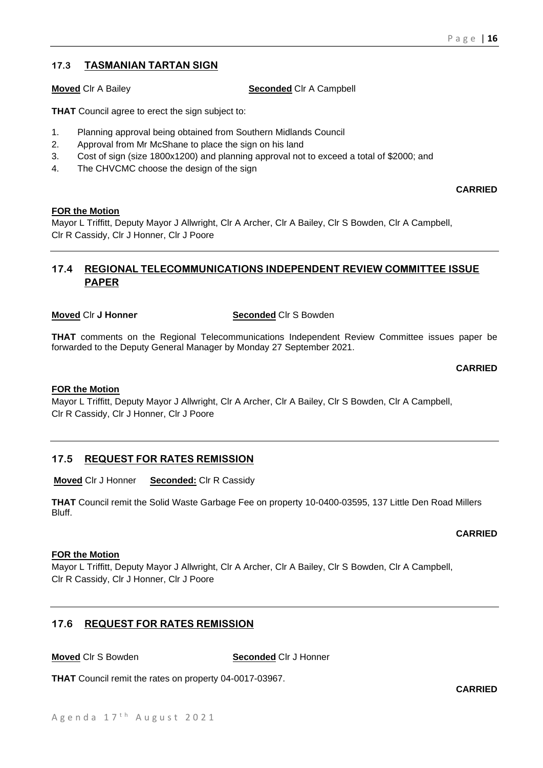### 17.3 TASMANIAN TARTAN SIGN

**Moved** Clr A Bailey **Seconded** Clr A Campbell

**THAT** Council agree to erect the sign subject to:

1. Planning approval being obtained from Southern Midlands Council
2. Approval from Mr McShane to place the sign on his land
3. Cost of sign (size 1800x1200) and planning approval not to exceed a total of $2000; and
4. The CHVCMC choose the design of the sign

**CARRIED**

**FOR the Motion**

Mayor L Triffitt, Deputy Mayor J Allwright, Clr A Archer, Clr A Bailey, Clr S Bowden, Clr A Campbell, Clr R Cassidy, Clr J Honner, Clr J Poore

---

### 17.4 REGIONAL TELECOMMUNICATIONS INDEPENDENT REVIEW COMMITTEE ISSUE PAPER

**Moved** Clr **J Honner** **Seconded** Clr S Bowden

**THAT** comments on the Regional Telecommunications Independent Review Committee issues paper be forwarded to the Deputy General Manager by Monday 27 September 2021.

**CARRIED**

**FOR the Motion**

Mayor L Triffitt, Deputy Mayor J Allwright, Clr A Archer, Clr A Bailey, Clr S Bowden, Clr A Campbell, Clr R Cassidy, Clr J Honner, Clr J Poore

---

### 17.5 REQUEST FOR RATES REMISSION

**Moved** Clr J Honner **Seconded:** Clr R Cassidy

**THAT** Council remit the Solid Waste Garbage Fee on property 10-0400-03595, 137 Little Den Road Millers Bluff.

**CARRIED**

**FOR the Motion**

Mayor L Triffitt, Deputy Mayor J Allwright, Clr A Archer, Clr A Bailey, Clr S Bowden, Clr A Campbell, Clr R Cassidy, Clr J Honner, Clr J Poore

---

### 17.6 REQUEST FOR RATES REMISSION

**Moved** Clr S Bowden **Seconded** Clr J Honner

**THAT** Council remit the rates on property 04-0017-03967.

**CARRIED**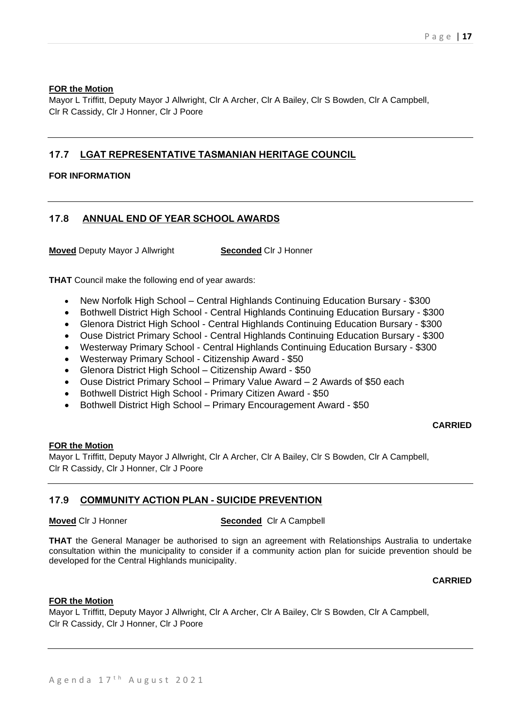**FOR the Motion**

Mayor L Triffitt, Deputy Mayor J Allwright, Clr A Archer, Clr A Bailey, Clr S Bowden, Clr A Campbell, Clr R Cassidy, Clr J Honner, Clr J Poore

---

## 17.7 LGAT REPRESENTATIVE TASMANIAN HERITAGE COUNCIL

**FOR INFORMATION**

---

## 17.8 ANNUAL END OF YEAR SCHOOL AWARDS

**Moved** Deputy Mayor J Allwright **Seconded** Clr J Honner

**THAT** Council make the following end of year awards:

- New Norfolk High School – Central Highlands Continuing Education Bursary - $300
- Bothwell District High School - Central Highlands Continuing Education Bursary - $300
- Glenora District High School - Central Highlands Continuing Education Bursary - $300
- Ouse District Primary School - Central Highlands Continuing Education Bursary - $300
- Westerway Primary School - Central Highlands Continuing Education Bursary - $300
- Westerway Primary School - Citizenship Award - $50
- Glenora District High School – Citizenship Award - $50
- Ouse District Primary School – Primary Value Award – 2 Awards of $50 each
- Bothwell District High School - Primary Citizen Award - $50
- Bothwell District High School – Primary Encouragement Award - $50

**CARRIED**

**FOR the Motion**

Mayor L Triffitt, Deputy Mayor J Allwright, Clr A Archer, Clr A Bailey, Clr S Bowden, Clr A Campbell, Clr R Cassidy, Clr J Honner, Clr J Poore

---

## 17.9 COMMUNITY ACTION PLAN - SUICIDE PREVENTION

**Moved** Clr J Honner **Seconded** Clr A Campbell

**THAT** the General Manager be authorised to sign an agreement with Relationships Australia to undertake consultation within the municipality to consider if a community action plan for suicide prevention should be developed for the Central Highlands municipality.

**CARRIED**

**FOR the Motion**

Mayor L Triffitt, Deputy Mayor J Allwright, Clr A Archer, Clr A Bailey, Clr S Bowden, Clr A Campbell, Clr R Cassidy, Clr J Honner, Clr J Poore

---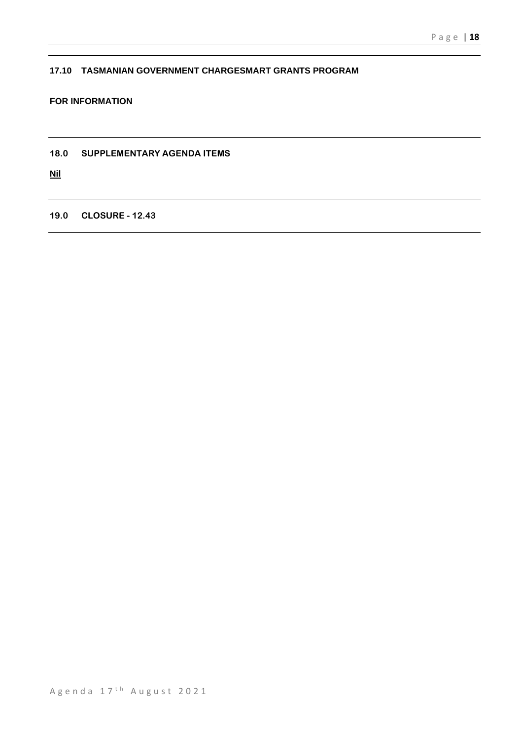### 17.10 TASMANIAN GOVERNMENT CHARGESMART GRANTS PROGRAM

**FOR INFORMATION**

---

### 18.0 SUPPLEMENTARY AGENDA ITEMS

**Nil**

---

### 19.0 CLOSURE - 12.43

---